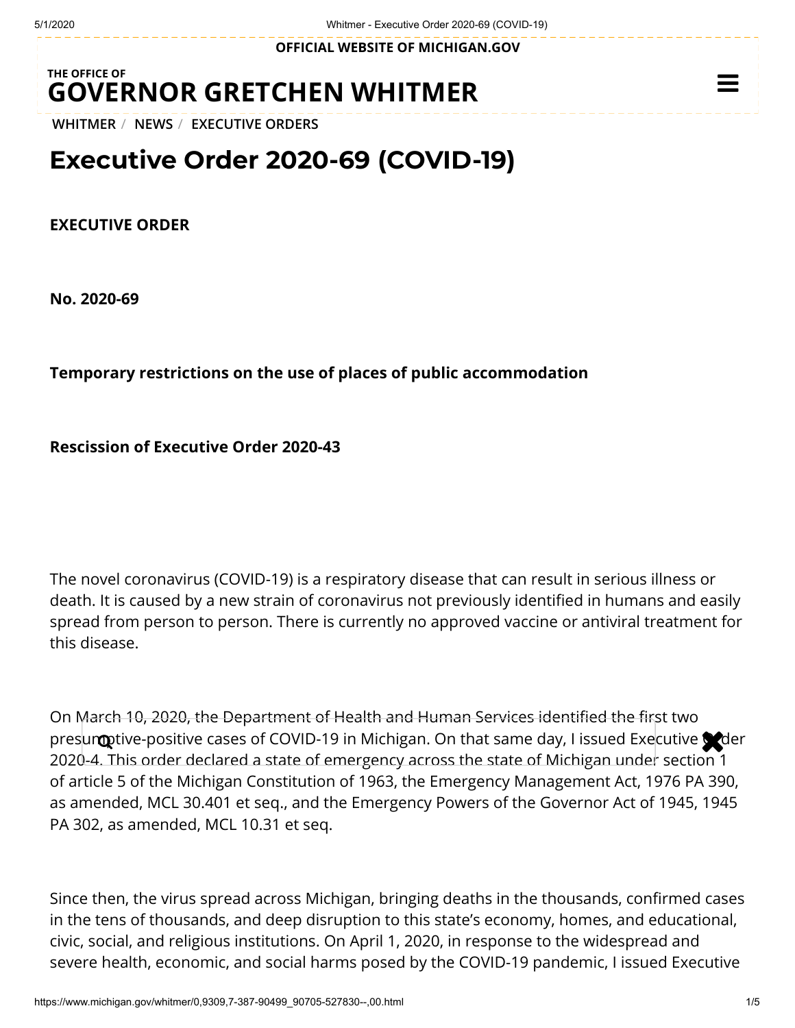# Executive Order 2020-69 (COVID-19)

**EXECUTIVE ORDER**

**No. 2020-69**

**Temporary restrictions on the use of places of public accommodation**

**Rescission of Executive Order 2020-43**

The novel coronavirus (COVID-19) is a respiratory disease that can result in serious illness or death. It is caused by a new strain of coronavirus not previously identified in humans and easily spread from person to person. There is currently no approved vaccine or antiviral treatment for this disease.

On March 10, 2020, the Department of Health and Human Services identified the first two presumptive-positive cases of COVID-19 in Michigan. On that same day, I issued Executive Order 2020-4. This order declared a state of emergency across the state of Michigan under section 1 of article 5 of the Michigan Constitution of 1963, the Emergency Management Act, 1976 PA 390, as amended, MCL 30.401 et seq., and the Emergency Powers of the Governor Act of 1945, 1945 PA 302, as amended, MCL 10.31 et seq.

Since then, the virus spread across Michigan, bringing deaths in the thousands, confirmed cases in the tens of thousands, and deep disruption to this state's economy, homes, and educational, civic, social, and religious institutions. On April 1, 2020, in response to the widespread and severe health, economic, and social harms posed by the COVID-19 pandemic, I issued Executive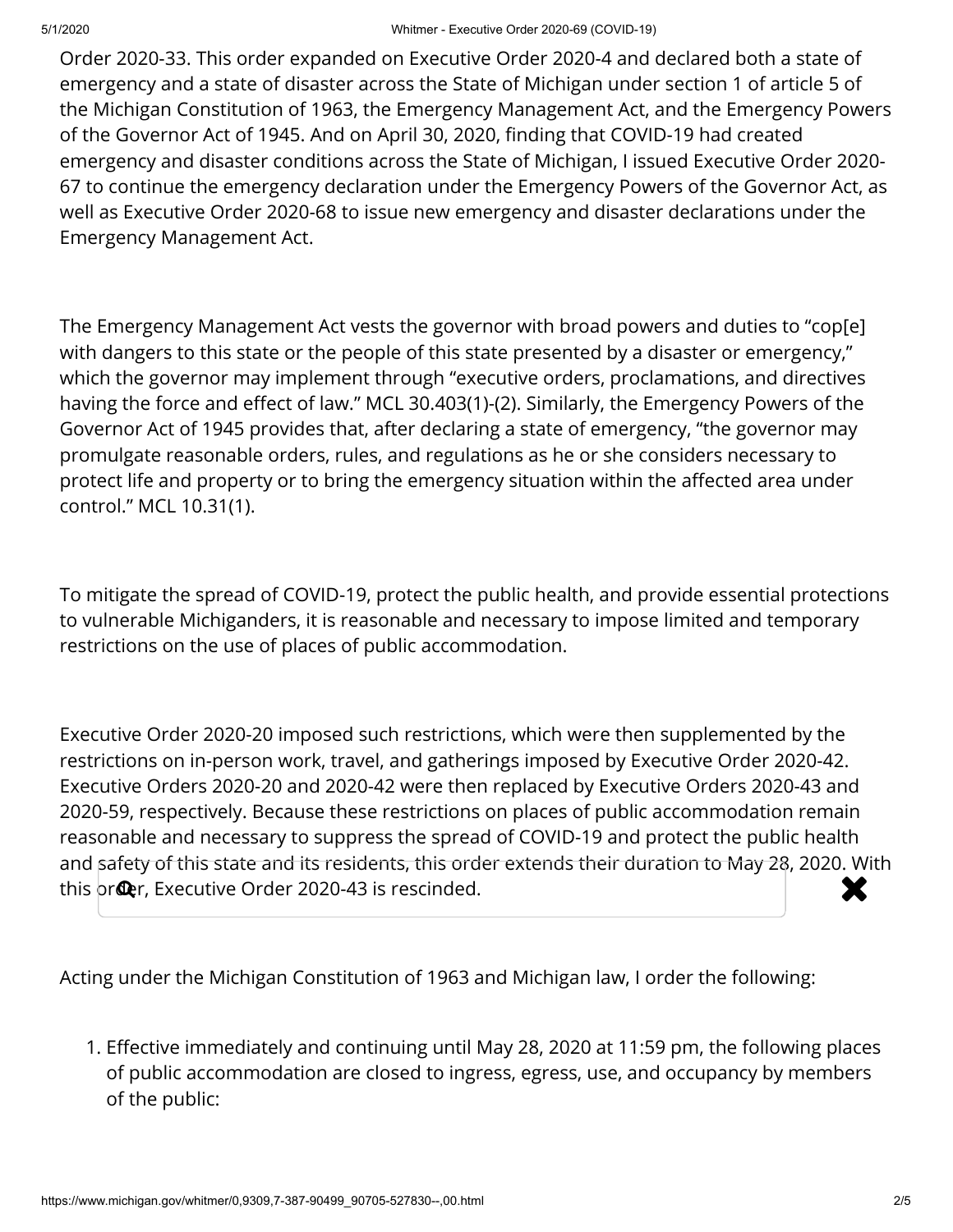Order 2020-33. This order expanded on Executive Order 2020-4 and declared both a state of emergency and a state of disaster across the State of Michigan under section 1 of article 5 of the Michigan Constitution of 1963, the Emergency Management Act, and the Emergency Powers of the Governor Act of 1945. And on April 30, 2020, finding that COVID-19 had created emergency and disaster conditions across the State of Michigan, I issued Executive Order 2020-67 to continue the emergency declaration under the Emergency Powers of the Governor Act, as well as Executive Order 2020-68 to issue new emergency and disaster declarations under the Emergency Management Act.

The Emergency Management Act vests the governor with broad powers and duties to "cop[e] with dangers to this state or the people of this state presented by a disaster or emergency," which the governor may implement through "executive orders, proclamations, and directives having the force and effect of law." MCL 30.403(1)-(2). Similarly, the Emergency Powers of the Governor Act of 1945 provides that, after declaring a state of emergency, "the governor may promulgate reasonable orders, rules, and regulations as he or she considers necessary to protect life and property or to bring the emergency situation within the affected area under control." MCL 10.31(1).

To mitigate the spread of COVID-19, protect the public health, and provide essential protections to vulnerable Michiganders, it is reasonable and necessary to impose limited and temporary restrictions on the use of places of public accommodation.

Executive Order 2020-20 imposed such restrictions, which were then supplemented by the restrictions on in-person work, travel, and gatherings imposed by Executive Order 2020-42. Executive Orders 2020-20 and 2020-42 were then replaced by Executive Orders 2020-43 and 2020-59, respectively. Because these restrictions on places of public accommodation remain reasonable and necessary to suppress the spread of COVID-19 and protect the public health and safety of this state and its residents, this order extends their duration to May 28, 2020. With this order, Executive Order 2020-43 is rescinded.

Acting under the Michigan Constitution of 1963 and Michigan law, I order the following:

1. Effective immediately and continuing until May 28, 2020 at 11:59 pm, the following places of public accommodation are closed to ingress, egress, use, and occupancy by members of the public: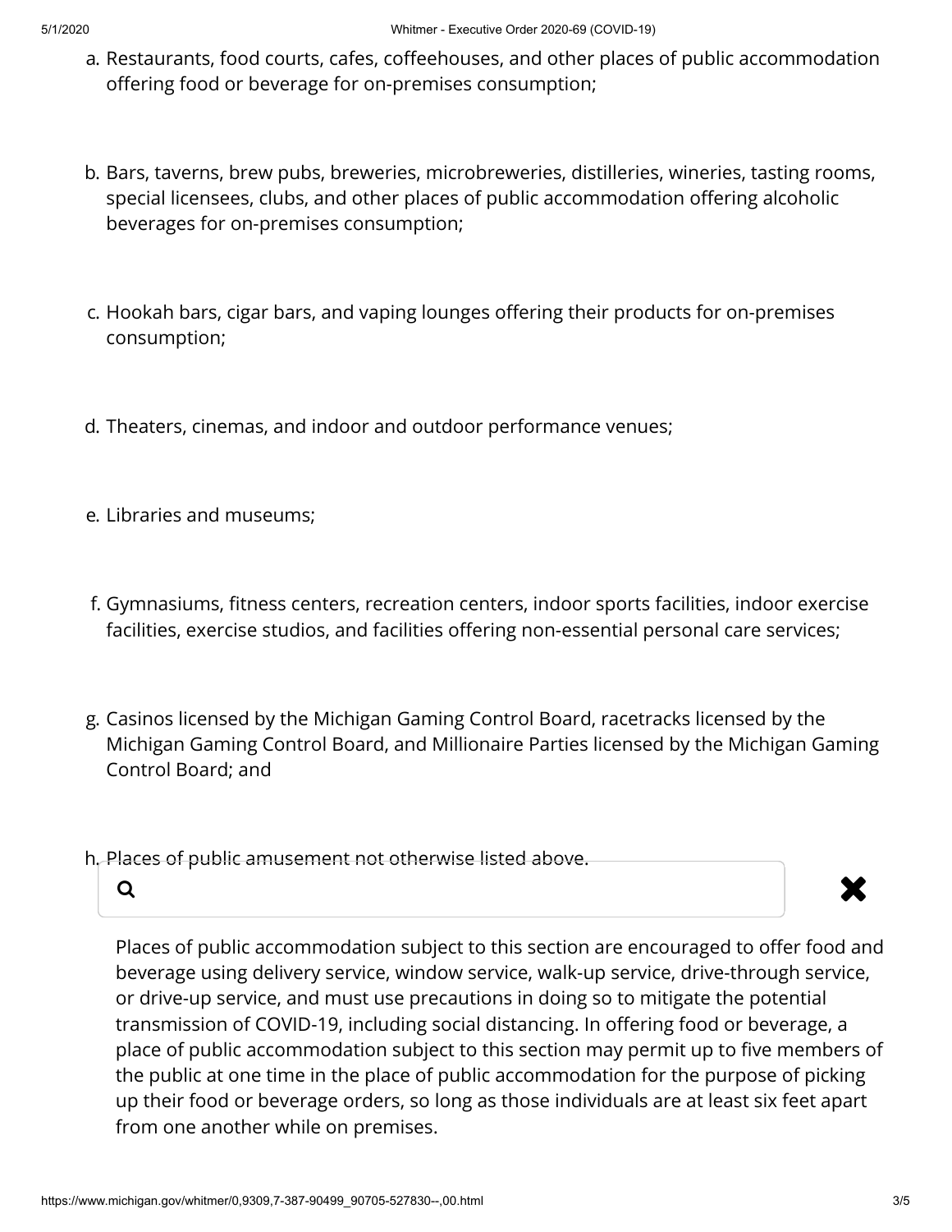a. Restaurants, food courts, cafes, coffeehouses, and other places of public accommodation offering food or beverage for on-premises consumption;

b. Bars, taverns, brew pubs, breweries, microbreweries, distilleries, wineries, tasting rooms, special licensees, clubs, and other places of public accommodation offering alcoholic beverages for on-premises consumption;

c. Hookah bars, cigar bars, and vaping lounges offering their products for on-premises consumption;

d. Theaters, cinemas, and indoor and outdoor performance venues;

e. Libraries and museums;

f. Gymnasiums, fitness centers, recreation centers, indoor sports facilities, indoor exercise facilities, exercise studios, and facilities offering non-essential personal care services;

g. Casinos licensed by the Michigan Gaming Control Board, racetracks licensed by the Michigan Gaming Control Board, and Millionaire Parties licensed by the Michigan Gaming Control Board; and

h. Places of public amusement not otherwise listed above.

Places of public accommodation subject to this section are encouraged to offer food and beverage using delivery service, window service, walk-up service, drive-through service, or drive-up service, and must use precautions in doing so to mitigate the potential transmission of COVID-19, including social distancing. In offering food or beverage, a place of public accommodation subject to this section may permit up to five members of the public at one time in the place of public accommodation for the purpose of picking up their food or beverage orders, so long as those individuals are at least six feet apart from one another while on premises.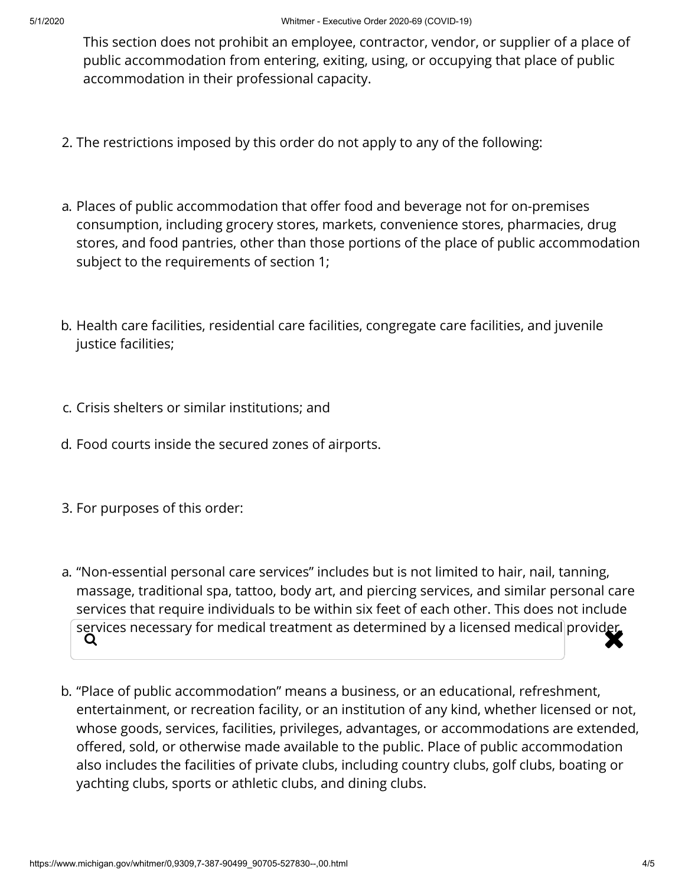This section does not prohibit an employee, contractor, vendor, or supplier of a place of public accommodation from entering, exiting, using, or occupying that place of public accommodation in their professional capacity.

2. The restrictions imposed by this order do not apply to any of the following:

a. Places of public accommodation that offer food and beverage not for on-premises consumption, including grocery stores, markets, convenience stores, pharmacies, drug stores, and food pantries, other than those portions of the place of public accommodation subject to the requirements of section 1;

b. Health care facilities, residential care facilities, congregate care facilities, and juvenile justice facilities;

c. Crisis shelters or similar institutions; and

d. Food courts inside the secured zones of airports.

3. For purposes of this order:

a. "Non-essential personal care services" includes but is not limited to hair, nail, tanning, massage, traditional spa, tattoo, body art, and piercing services, and similar personal care services that require individuals to be within six feet of each other. This does not include services necessary for medical treatment as determined by a licensed medical provider.

b. "Place of public accommodation" means a business, or an educational, refreshment, entertainment, or recreation facility, or an institution of any kind, whether licensed or not, whose goods, services, facilities, privileges, advantages, or accommodations are extended, offered, sold, or otherwise made available to the public. Place of public accommodation also includes the facilities of private clubs, including country clubs, golf clubs, boating or yachting clubs, sports or athletic clubs, and dining clubs.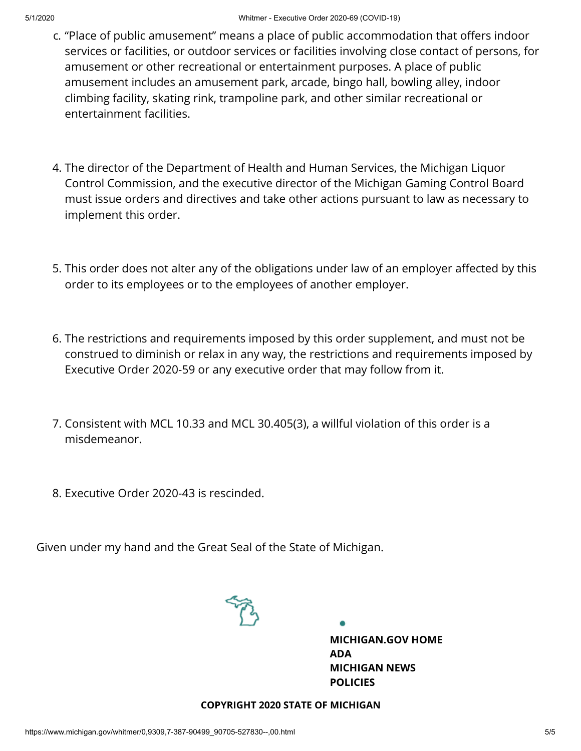c. "Place of public amusement" means a place of public accommodation that offers indoor services or facilities, or outdoor services or facilities involving close contact of persons, for amusement or other recreational or entertainment purposes. A place of public amusement includes an amusement park, arcade, bingo hall, bowling alley, indoor climbing facility, skating rink, trampoline park, and other similar recreational or entertainment facilities.

4. The director of the Department of Health and Human Services, the Michigan Liquor Control Commission, and the executive director of the Michigan Gaming Control Board must issue orders and directives and take other actions pursuant to law as necessary to implement this order.

5. This order does not alter any of the obligations under law of an employer affected by this order to its employees or to the employees of another employer.

6. The restrictions and requirements imposed by this order supplement, and must not be construed to diminish or relax in any way, the restrictions and requirements imposed by Executive Order 2020-59 or any executive order that may follow from it.

7. Consistent with MCL 10.33 and MCL 30.405(3), a willful violation of this order is a misdemeanor.

8. Executive Order 2020-43 is rescinded.

Given under my hand and the Great Seal of the State of Michigan.

**MICHIGAN.GOV HOME**
**ADA**
**MICHIGAN NEWS**
**POLICIES**

**COPYRIGHT 2020 STATE OF MICHIGAN**